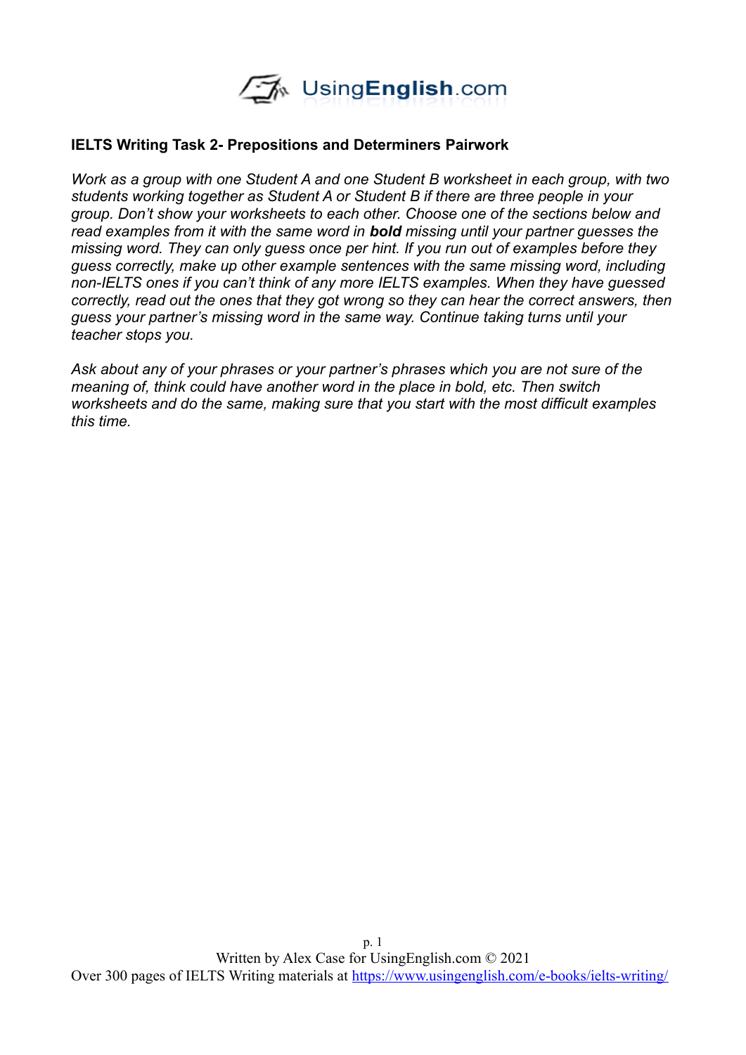### IELTS Writing Task 2- Prepositions and Determiners Pairwork

*Work as a group with one Student A and one Student B worksheet in each group, with two students working together as Student A or Student B if there are three people in your group. Don't show your worksheets to each other. Choose one of the sections below and read examples from it with the same word in **bold** missing until your partner guesses the missing word. They can only guess once per hint. If you run out of examples before they guess correctly, make up other example sentences with the same missing word, including non-IELTS ones if you can't think of any more IELTS examples. When they have guessed correctly, read out the ones that they got wrong so they can hear the correct answers, then guess your partner's missing word in the same way. Continue taking turns until your teacher stops you.*

*Ask about any of your phrases or your partner's phrases which you are not sure of the meaning of, think could have another word in the place in bold, etc. Then switch worksheets and do the same, making sure that you start with the most difficult examples this time.*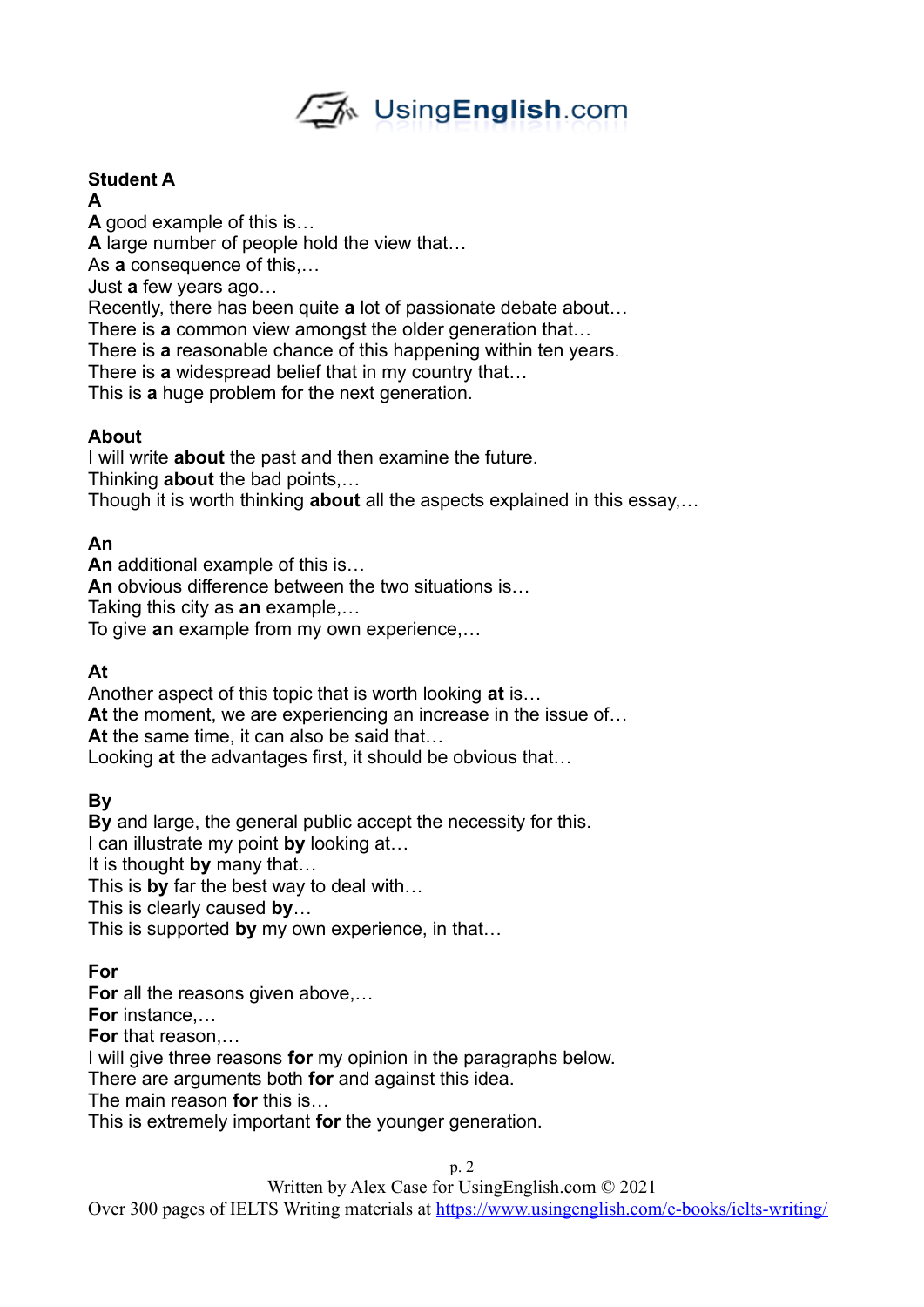**Student A**

**A**

**A** good example of this is…
**A** large number of people hold the view that…
As **a** consequence of this,…
Just **a** few years ago…
Recently, there has been quite **a** lot of passionate debate about…
There is **a** common view amongst the older generation that…
There is **a** reasonable chance of this happening within ten years.
There is **a** widespread belief that in my country that…
This is **a** huge problem for the next generation.

**About**

I will write **about** the past and then examine the future.
Thinking **about** the bad points,…
Though it is worth thinking **about** all the aspects explained in this essay,…

**An**

**An** additional example of this is…
**An** obvious difference between the two situations is…
Taking this city as **an** example,…
To give **an** example from my own experience,…

**At**

Another aspect of this topic that is worth looking **at** is…
**At** the moment, we are experiencing an increase in the issue of…
**At** the same time, it can also be said that…
Looking **at** the advantages first, it should be obvious that…

**By**

**By** and large, the general public accept the necessity for this.
I can illustrate my point **by** looking at…
It is thought **by** many that…
This is **by** far the best way to deal with…
This is clearly caused **by**…
This is supported **by** my own experience, in that…

**For**

**For** all the reasons given above,…
**For** instance,…
**For** that reason,…
I will give three reasons **for** my opinion in the paragraphs below.
There are arguments both **for** and against this idea.
The main reason **for** this is…
This is extremely important **for** the younger generation.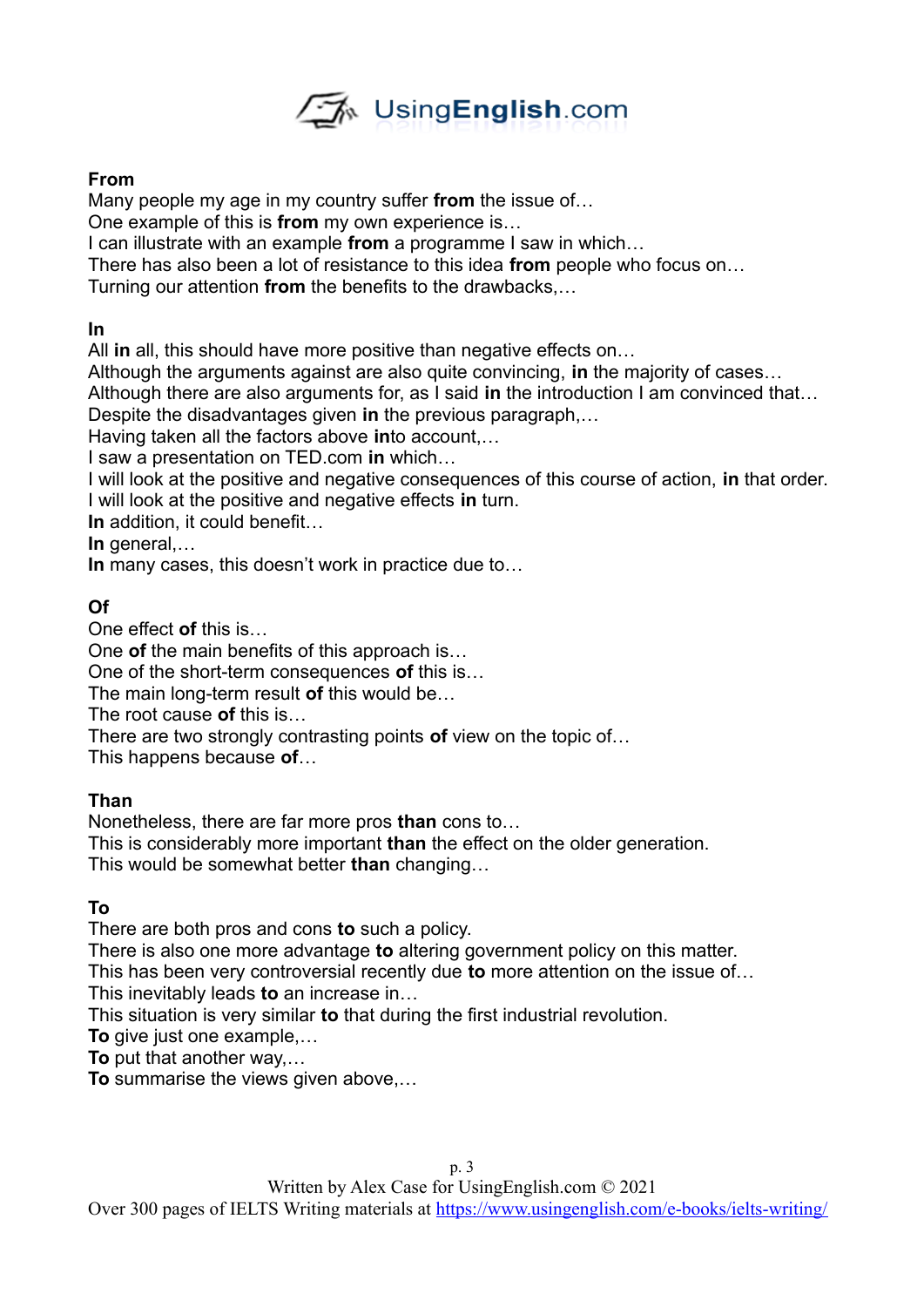**From**
Many people my age in my country suffer **from** the issue of…
One example of this is **from** my own experience is…
I can illustrate with an example **from** a programme I saw in which…
There has also been a lot of resistance to this idea **from** people who focus on…
Turning our attention **from** the benefits to the drawbacks,…

**In**
All **in** all, this should have more positive than negative effects on…
Although the arguments against are also quite convincing, **in** the majority of cases…
Although there are also arguments for, as I said **in** the introduction I am convinced that…
Despite the disadvantages given **in** the previous paragraph,…
Having taken all the factors above **in**to account,…
I saw a presentation on TED.com **in** which…
I will look at the positive and negative consequences of this course of action, **in** that order.
I will look at the positive and negative effects **in** turn.
**In** addition, it could benefit…
**In** general,…
**In** many cases, this doesn't work in practice due to…

**Of**
One effect **of** this is…
One **of** the main benefits of this approach is…
One of the short-term consequences **of** this is…
The main long-term result **of** this would be…
The root cause **of** this is…
There are two strongly contrasting points **of** view on the topic of…
This happens because **of**…

**Than**
Nonetheless, there are far more pros **than** cons to…
This is considerably more important **than** the effect on the older generation.
This would be somewhat better **than** changing…

**To**
There are both pros and cons **to** such a policy.
There is also one more advantage **to** altering government policy on this matter.
This has been very controversial recently due **to** more attention on the issue of…
This inevitably leads **to** an increase in…
This situation is very similar **to** that during the first industrial revolution.
**To** give just one example,…
**To** put that another way,…
**To** summarise the views given above,…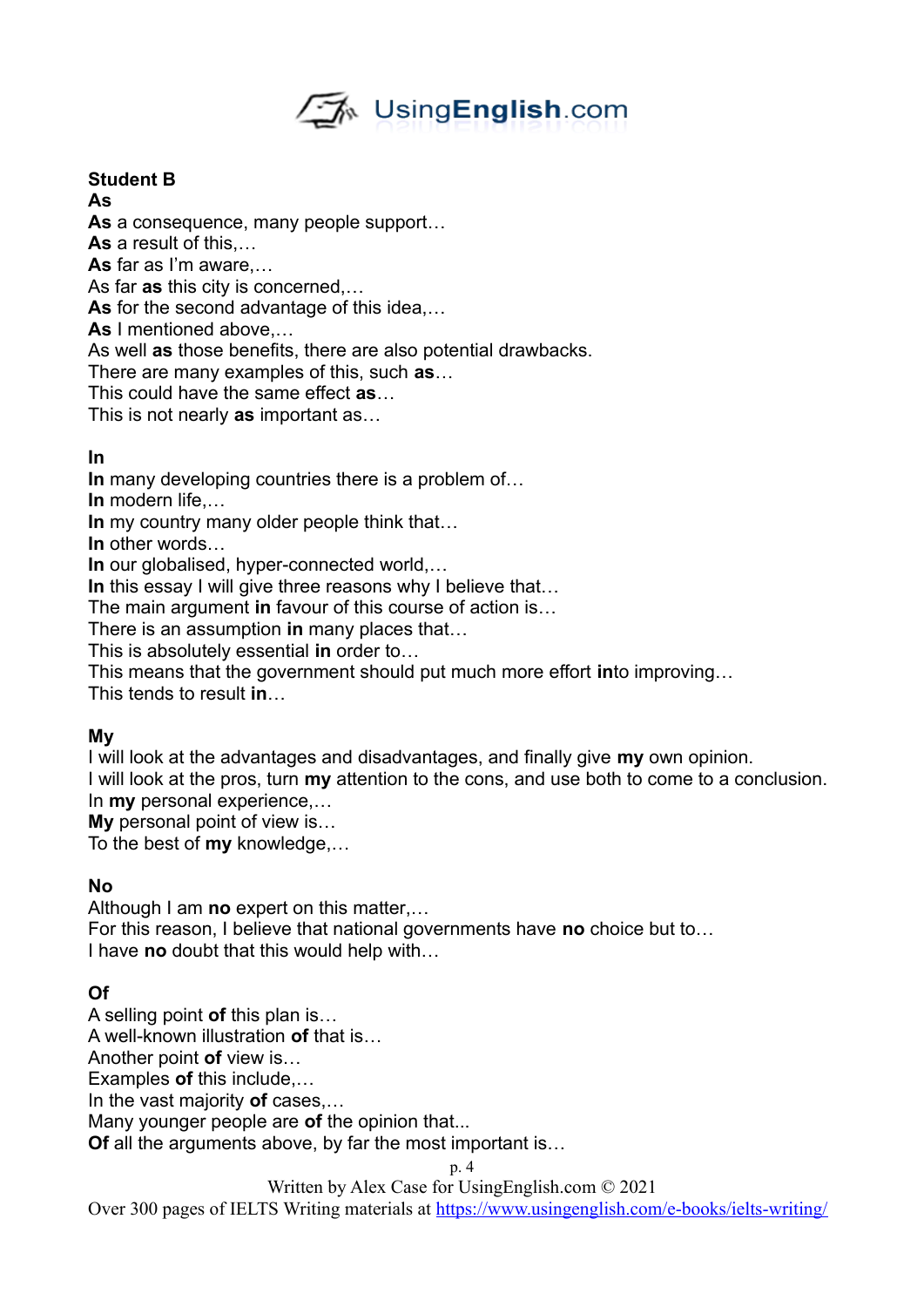**Student B**

**As**

**As** a consequence, many people support…
**As** a result of this,…
**As** far as I'm aware,…
As far **as** this city is concerned,…
**As** for the second advantage of this idea,…
**As** I mentioned above,…
As well **as** those benefits, there are also potential drawbacks.
There are many examples of this, such **as**…
This could have the same effect **as**…
This is not nearly **as** important as…

**In**

**In** many developing countries there is a problem of…
**In** modern life,…
**In** my country many older people think that…
**In** other words…
**In** our globalised, hyper-connected world,…
**In** this essay I will give three reasons why I believe that…
The main argument **in** favour of this course of action is…
There is an assumption **in** many places that…
This is absolutely essential **in** order to…
This means that the government should put much more effort **in**to improving…
This tends to result **in**…

**My**

I will look at the advantages and disadvantages, and finally give **my** own opinion.
I will look at the pros, turn **my** attention to the cons, and use both to come to a conclusion.
In **my** personal experience,…
**My** personal point of view is…
To the best of **my** knowledge,…

**No**

Although I am **no** expert on this matter,…
For this reason, I believe that national governments have **no** choice but to…
I have **no** doubt that this would help with…

**Of**

A selling point **of** this plan is…
A well-known illustration **of** that is…
Another point **of** view is…
Examples **of** this include,…
In the vast majority **of** cases,…
Many younger people are **of** the opinion that...
**Of** all the arguments above, by far the most important is…

Written by Alex Case for UsingEnglish.com © 2021
Over 300 pages of IELTS Writing materials at https://www.usingenglish.com/e-books/ielts-writing/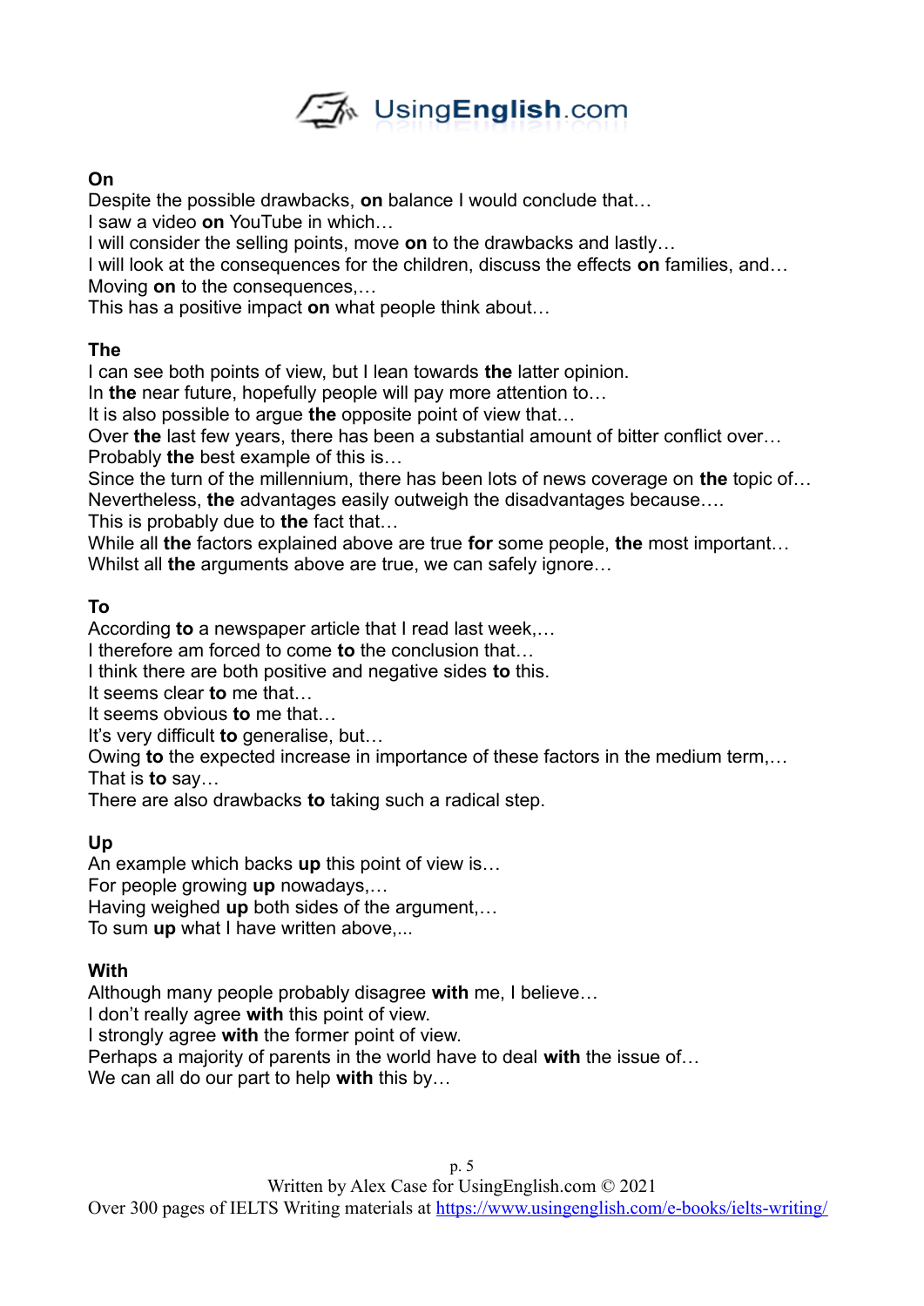**On**

Despite the possible drawbacks, **on** balance I would conclude that…
I saw a video **on** YouTube in which…
I will consider the selling points, move **on** to the drawbacks and lastly…
I will look at the consequences for the children, discuss the effects **on** families, and…
Moving **on** to the consequences,…
This has a positive impact **on** what people think about…

**The**

I can see both points of view, but I lean towards **the** latter opinion.
In **the** near future, hopefully people will pay more attention to…
It is also possible to argue **the** opposite point of view that…
Over **the** last few years, there has been a substantial amount of bitter conflict over…
Probably **the** best example of this is…
Since the turn of the millennium, there has been lots of news coverage on **the** topic of…
Nevertheless, **the** advantages easily outweigh the disadvantages because….
This is probably due to **the** fact that…
While all **the** factors explained above are true **for** some people, **the** most important…
Whilst all **the** arguments above are true, we can safely ignore…

**To**

According **to** a newspaper article that I read last week,…
I therefore am forced to come **to** the conclusion that…
I think there are both positive and negative sides **to** this.
It seems clear **to** me that…
It seems obvious **to** me that…
It's very difficult **to** generalise, but…
Owing **to** the expected increase in importance of these factors in the medium term,…
That is **to** say…
There are also drawbacks **to** taking such a radical step.

**Up**

An example which backs **up** this point of view is…
For people growing **up** nowadays,…
Having weighed **up** both sides of the argument,…
To sum **up** what I have written above,...

**With**

Although many people probably disagree **with** me, I believe…
I don't really agree **with** this point of view.
I strongly agree **with** the former point of view.
Perhaps a majority of parents in the world have to deal **with** the issue of…
We can all do our part to help **with** this by…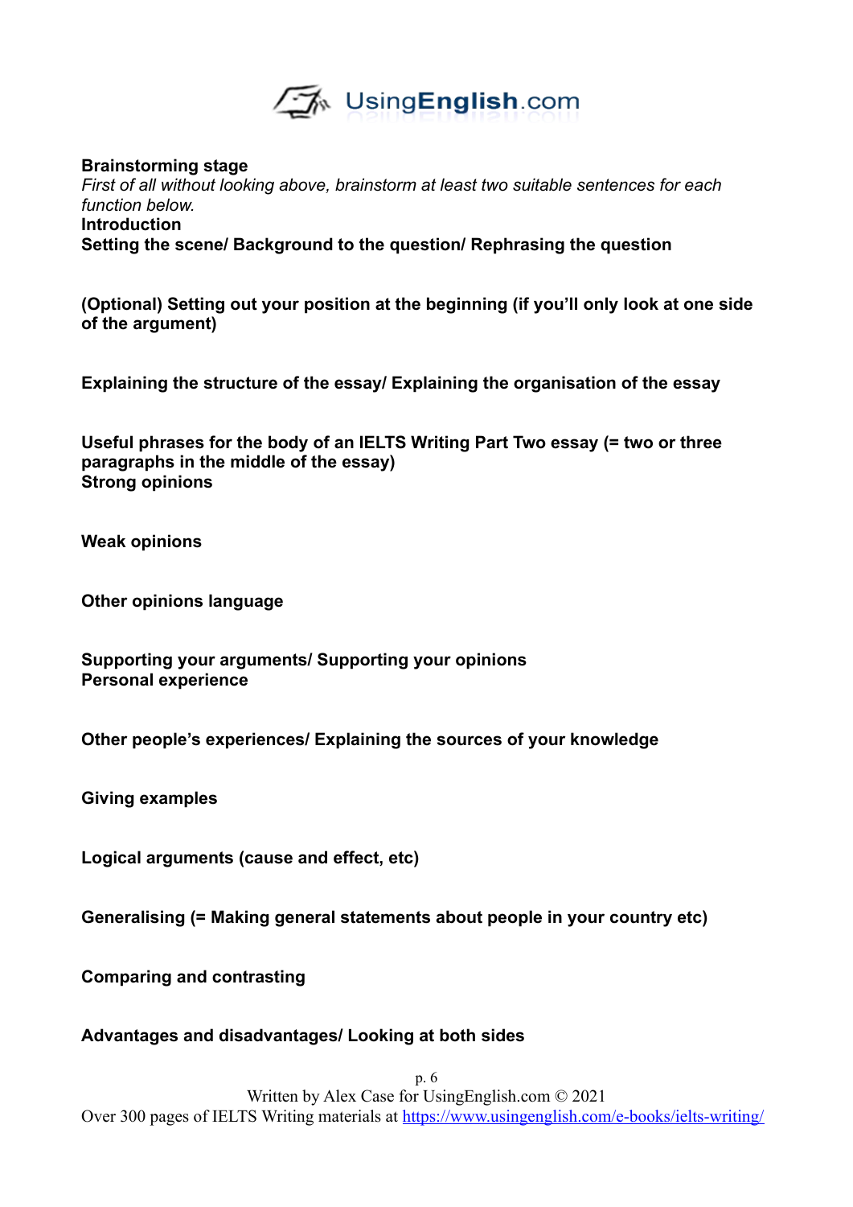**Brainstorming stage**

*First of all without looking above, brainstorm at least two suitable sentences for each function below.*

**Introduction**

**Setting the scene/ Background to the question/ Rephrasing the question**

**(Optional) Setting out your position at the beginning (if you'll only look at one side of the argument)**

**Explaining the structure of the essay/ Explaining the organisation of the essay**

**Useful phrases for the body of an IELTS Writing Part Two essay (= two or three paragraphs in the middle of the essay)**

**Strong opinions**

**Weak opinions**

**Other opinions language**

**Supporting your arguments/ Supporting your opinions**

**Personal experience**

**Other people's experiences/ Explaining the sources of your knowledge**

**Giving examples**

**Logical arguments (cause and effect, etc)**

**Generalising (= Making general statements about people in your country etc)**

**Comparing and contrasting**

**Advantages and disadvantages/ Looking at both sides**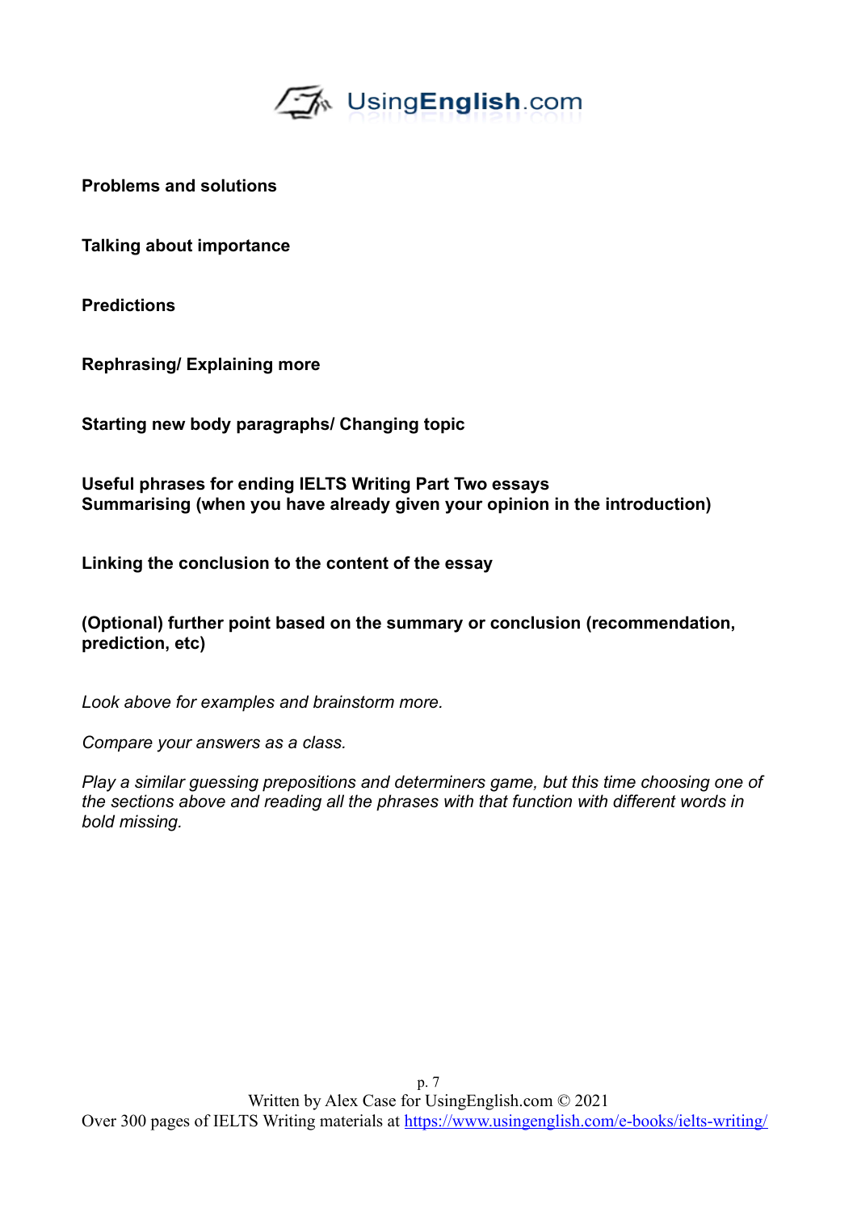**Problems and solutions**

**Talking about importance**

**Predictions**

**Rephrasing/ Explaining more**

**Starting new body paragraphs/ Changing topic**

**Useful phrases for ending IELTS Writing Part Two essays**
**Summarising (when you have already given your opinion in the introduction)**

**Linking the conclusion to the content of the essay**

**(Optional) further point based on the summary or conclusion (recommendation, prediction, etc)**

*Look above for examples and brainstorm more.*

*Compare your answers as a class.*

*Play a similar guessing prepositions and determiners game, but this time choosing one of the sections above and reading all the phrases with that function with different words in bold missing.*